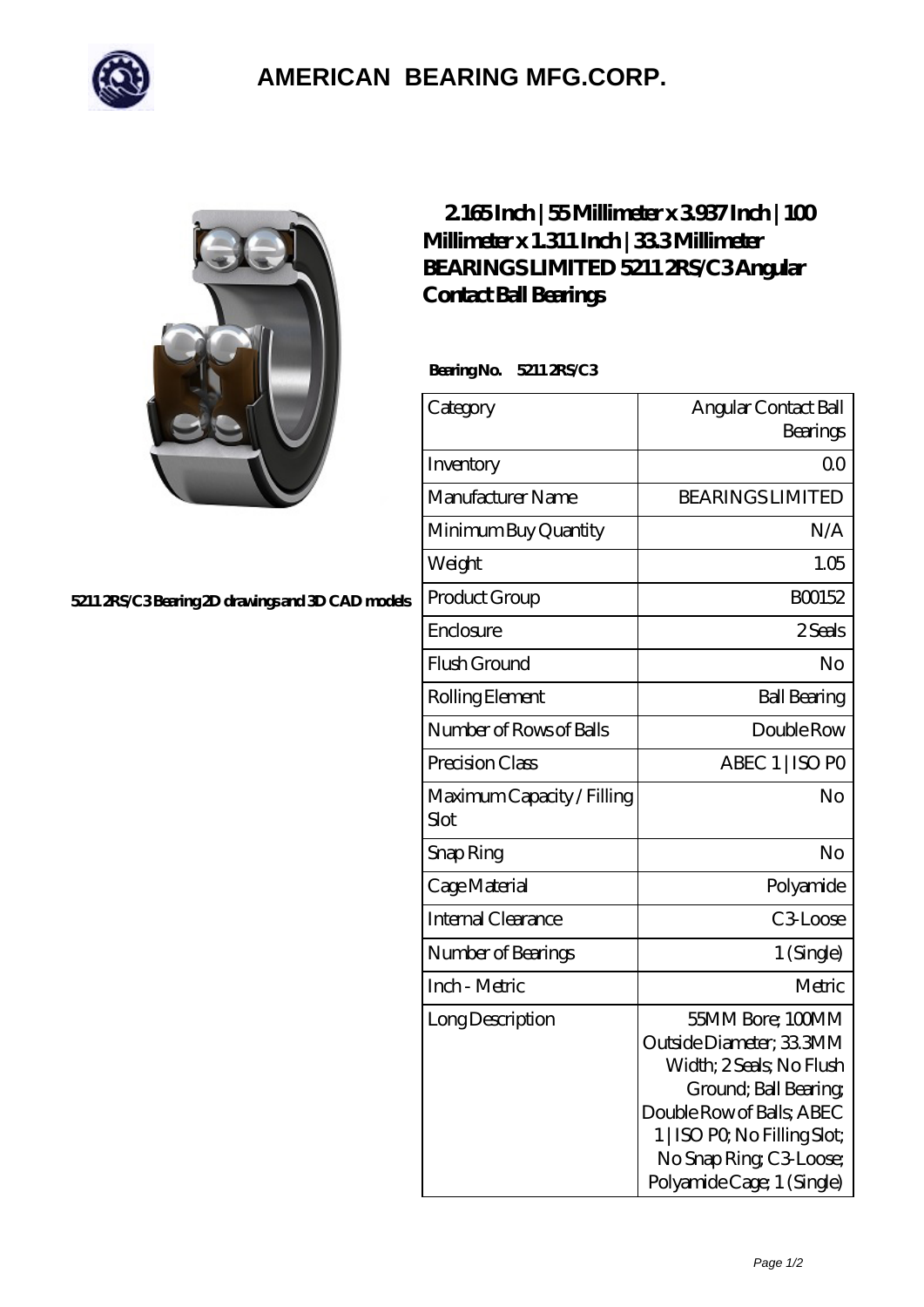# AMERICAN BEARING MFG.CORP.

5211 2RS/C3 Bearing 2D drawings and 3D CAD models

## 2.165 Inch | 55 Millimeter x 3.937 Inch | 100 Millimeter x 1.311 Inch | 33.3 Millimeter BEARINGS LIMITED 5211 2RS/C3 Angular Contact Ball Bearings

**Bearing No. 5211 2RS/C3**

| Category | Angular Contact Ball Bearings |
|---|---|
| Inventory | 0.0 |
| Manufacturer Name | BEARINGS LIMITED |
| Minimum Buy Quantity | N/A |
| Weight | 1.05 |
| Product Group | B00152 |
| Enclosure | 2 Seals |
| Flush Ground | No |
| Rolling Element | Ball Bearing |
| Number of Rows of Balls | Double Row |
| Precision Class | ABEC 1 \| ISO P0 |
| Maximum Capacity / Filling Slot | No |
| Snap Ring | No |
| Cage Material | Polyamide |
| Internal Clearance | C3-Loose |
| Number of Bearings | 1 (Single) |
| Inch - Metric | Metric |
| Long Description | 55MM Bore; 100MM Outside Diameter; 33.3MM Width; 2 Seals; No Flush Ground; Ball Bearing; Double Row of Balls; ABEC 1 \| ISO P0; No Filling Slot; No Snap Ring; C3-Loose; Polyamide Cage; 1 (Single) |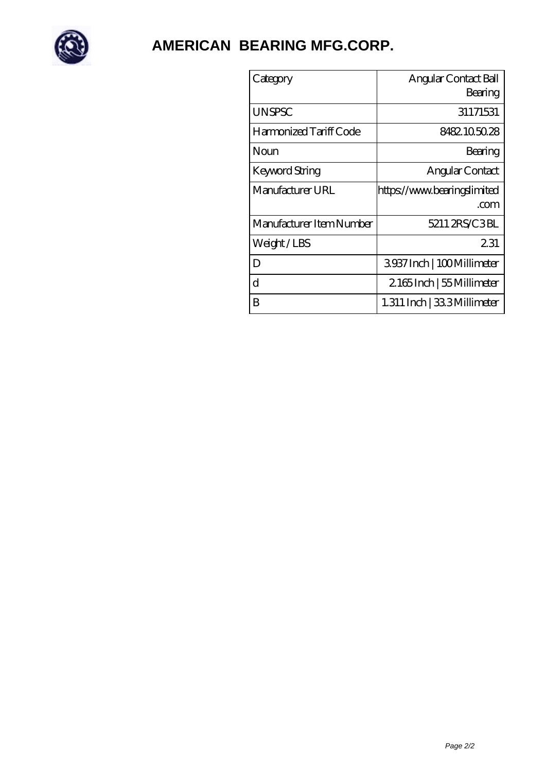# AMERICAN BEARING MFG.CORP.

| | |
|---|---|
| Category | Angular Contact Ball Bearing |
| UNSPSC | 31171531 |
| Harmonized Tariff Code | 8482.10.50.28 |
| Noun | Bearing |
| Keyword String | Angular Contact |
| Manufacturer URL | https://www.bearingslimited.com |
| Manufacturer Item Number | 5211 2RS/C3 BL |
| Weight / LBS | 2.31 |
| D | 3.937 Inch \| 100 Millimeter |
| d | 2.165 Inch \| 55 Millimeter |
| B | 1.311 Inch \| 33.3 Millimeter |